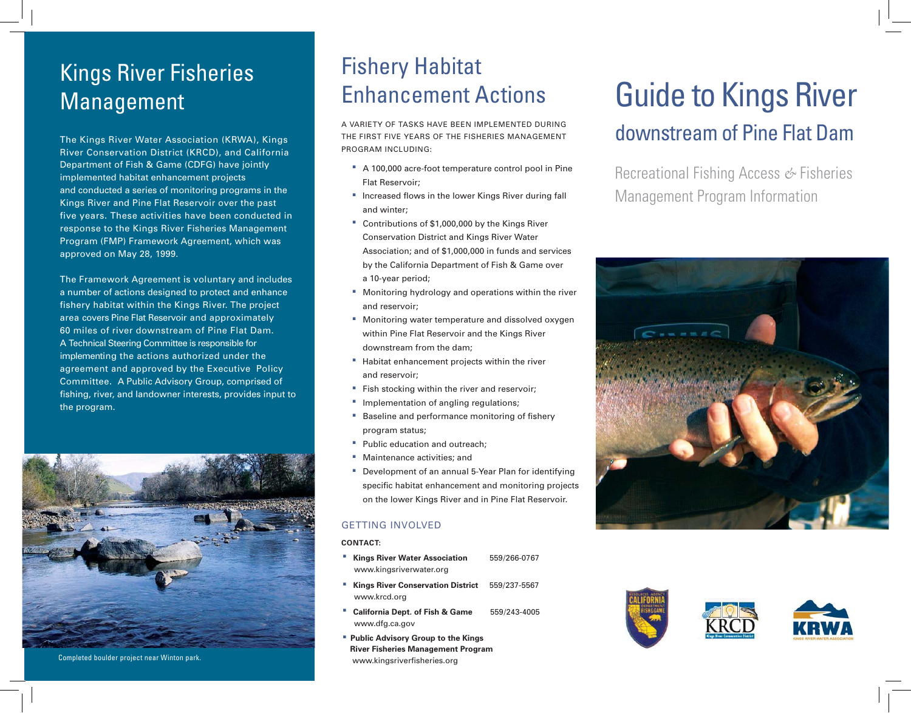## Kings River Fisheries Management

The Kings River Water Association (KRWA), Kings River Conservation District (KRCD), and California Department of Fish & Game (CDFG) have jointly implemented habitat enhancement projects and conducted a series of monitoring programs in the Kings River and Pine Flat Reservoir over the past five years. These activities have been conducted in response to the Kings River Fisheries Management Program (FMP) Framework Agreement, which was approved on May 28, 1999.

The Framework Agreement is voluntary and includes a number of actions designed to protect and enhance fishery habitat within the Kings River. The project area covers Pine Flat Reservoir and approximately 60 miles of river downstream of Pine Flat Dam. A Technical Steering Committee is responsible for implementing the actions authorized under the agreement and approved by the Executive Policy Committee. A Public Advisory Group, comprised of fishing, river, and landowner interests, provides input to the program.

Completed boulder project near Winton park.

## Fishery Habitat Enhancement Actions

A VARIETY OF TASKS HAVE BEEN IMPLEMENTED DURING THE FIRST FIVE YEARS OF THE FISHERIES MANAGEMENT PROGRAM INCLUDING:

- A 100,000 acre-foot temperature control pool in Pine Flat Reservoir;
- Increased flows in the lower Kings River during fall and winter;
- Contributions of $1,000,000 by the Kings River Conservation District and Kings River Water Association; and of $1,000,000 in funds and services by the California Department of Fish & Game over a 10-year period;
- Monitoring hydrology and operations within the river and reservoir;
- Monitoring water temperature and dissolved oxygen within Pine Flat Reservoir and the Kings River downstream from the dam;
- Habitat enhancement projects within the river and reservoir;
- Fish stocking within the river and reservoir;
- Implementation of angling regulations;
- Baseline and performance monitoring of fishery program status;
- Public education and outreach;
- Maintenance activities; and
- Development of an annual 5-Year Plan for identifying specific habitat enhancement and monitoring projects on the lower Kings River and in Pine Flat Reservoir.

### GETTING INVOLVED

**CONTACT:**

- **Kings River Water Association** 559/266-0767
  www.kingsriverwater.org
- **Kings River Conservation District** 559/237-5567
  www.krcd.org
- **California Dept. of Fish & Game** 559/243-4005
  www.dfg.ca.gov
- **Public Advisory Group to the Kings River Fisheries Management Program**
  www.kingsriverfisheries.org

# Guide to Kings River

## downstream of Pine Flat Dam

Recreational Fishing Access & Fisheries Management Program Information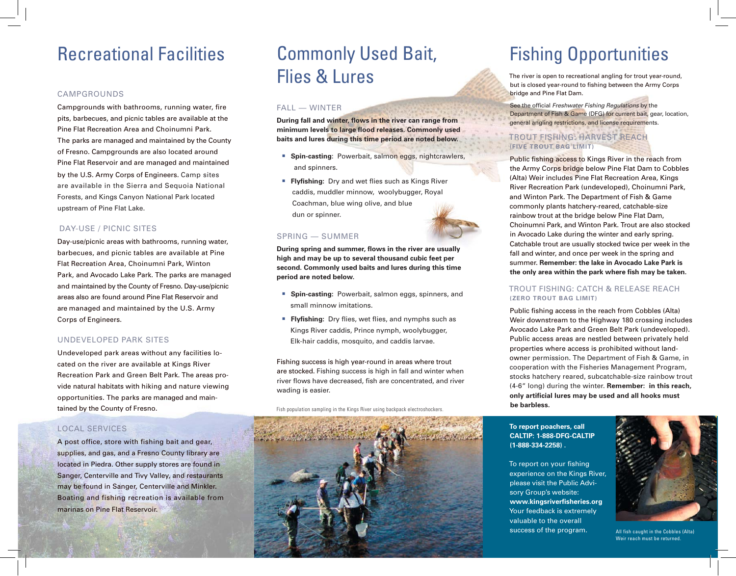# Recreational Facilities

## CAMPGROUNDS

Campgrounds with bathrooms, running water, fire pits, barbecues, and picnic tables are available at the Pine Flat Recreation Area and Choinumni Park. The parks are managed and maintained by the County of Fresno. Campgrounds are also located around Pine Flat Reservoir and are managed and maintained by the U.S. Army Corps of Engineers. Camp sites are available in the Sierra and Sequoia National Forests, and Kings Canyon National Park located upstream of Pine Flat Lake.

## DAY-USE / PICNIC SITES

Day-use/picnic areas with bathrooms, running water, barbecues, and picnic tables are available at Pine Flat Recreation Area, Choinumni Park, Winton Park, and Avocado Lake Park. The parks are managed and maintained by the County of Fresno. Day-use/picnic areas also are found around Pine Flat Reservoir and are managed and maintained by the U.S. Army Corps of Engineers.

## UNDEVELOPED PARK SITES

Undeveloped park areas without any facilities located on the river are available at Kings River Recreation Park and Green Belt Park. The areas provide natural habitats with hiking and nature viewing opportunities. The parks are managed and maintained by the County of Fresno.

## LOCAL SERVICES

A post office, store with fishing bait and gear, supplies, and gas, and a Fresno County library are located in Piedra. Other supply stores are found in Sanger, Centerville and Tivy Valley, and restaurants may be found in Sanger, Centerville and Minkler. Boating and fishing recreation is available from marinas on Pine Flat Reservoir.

# Commonly Used Bait, Flies & Lures

## FALL — WINTER

**During fall and winter, flows in the river can range from minimum levels to large flood releases. Commonly used baits and lures during this time period are noted below.**

- **Spin-casting**: Powerbait, salmon eggs, nightcrawlers, and spinners.
- **Flyfishing**: Dry and wet flies such as Kings River caddis, muddler minnow, woolybugger, Royal Coachman, blue wing olive, and blue dun or spinner.

## SPRING — SUMMER

**During spring and summer, flows in the river are usually high and may be up to several thousand cubic feet per second. Commonly used baits and lures during this time period are noted below.**

- **Spin-casting:** Powerbait, salmon eggs, spinners, and small minnow imitations.
- **Flyfishing:** Dry flies, wet flies, and nymphs such as Kings River caddis, Prince nymph, woolybugger, Elk-hair caddis, mosquito, and caddis larvae.

Fishing success is high year-round in areas where trout are stocked. Fishing success is high in fall and winter when river flows have decreased, fish are concentrated, and river wading is easier.

Fish population sampling in the Kings River using backpack electroshockers.

# Fishing Opportunities

The river is open to recreational angling for trout year-round, but is closed year-round to fishing between the Army Corps bridge and Pine Flat Dam.

See the official *Freshwater Fishing Regulations* by the Department of Fish & Game (DFG) for current bait, gear, location, general angling restrictions, and license requirements.

## TROUT FISHING: HARVEST REACH
**(FIVE TROUT BAG LIMIT)**

Public fishing access to Kings River in the reach from the Army Corps bridge below Pine Flat Dam to Cobbles (Alta) Weir includes Pine Flat Recreation Area, Kings River Recreation Park (undeveloped), Choinumni Park, and Winton Park. The Department of Fish & Game commonly plants hatchery-reared, catchable-size rainbow trout at the bridge below Pine Flat Dam, Choinumni Park, and Winton Park. Trout are also stocked in Avocado Lake during the winter and early spring. Catchable trout are usually stocked twice per week in the fall and winter, and once per week in the spring and summer. **Remember: the lake in Avocado Lake Park is the only area within the park where fish may be taken.**

## TROUT FISHING: CATCH & RELEASE REACH
**(ZERO TROUT BAG LIMIT)**

Public fishing access in the reach from Cobbles (Alta) Weir downstream to the Highway 180 crossing includes Avocado Lake Park and Green Belt Park (undeveloped). Public access areas are nestled between privately held properties where access is prohibited without landowner permission. The Department of Fish & Game, in cooperation with the Fisheries Management Program, stocks hatchery reared, subcatchable-size rainbow trout (4-6" long) during the winter. **Remember: in this reach, only artificial lures may be used and all hooks must be barbless.**

**To report poachers, call CALTIP: 1-888-DFG-CALTIP (1-888-334-2258) .**

To report on your fishing experience on the Kings River, please visit the Public Advisory Group's website: **www.kingsriverfisheries.org** Your feedback is extremely valuable to the overall success of the program.

All fish caught in the Cobbles (Alta) Weir reach must be returned.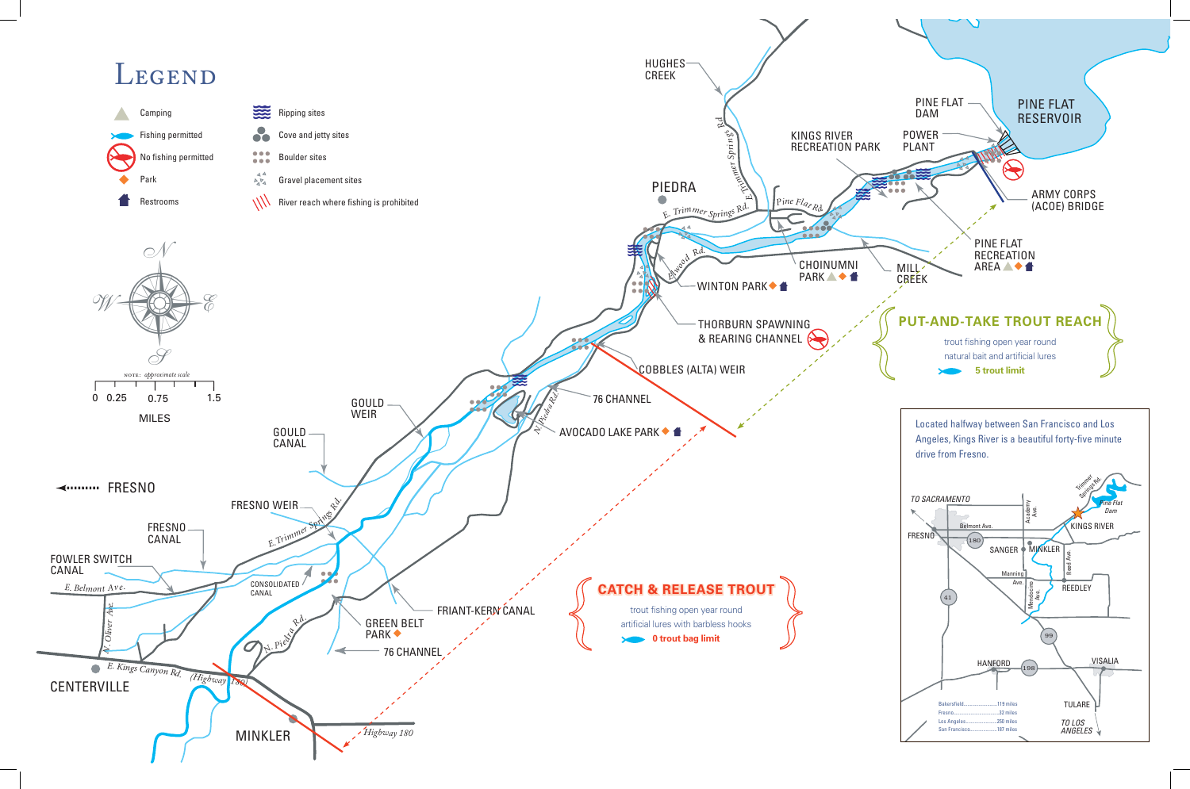# Legend

- Camping
- Fishing permitted
- No fishing permitted
- Park
- Restrooms
- Ripping sites
- Cove and jetty sites
- Boulder sites
- Gravel placement sites
- River reach where fishing is prohibited

N
W E
S

NOTE: approximate scale

0 0.25 0.75 1.5

MILES

FRESNO

HUGHES CREEK

PIEDRA

KINGS RIVER RECREATION PARK

POWER PLANT

PINE FLAT DAM

PINE FLAT RESERVOIR

ARMY CORPS (ACOE) BRIDGE

PINE FLAT RECREATION AREA

MILL CREEK

CHOINUMNI PARK

WINTON PARK

THORBURN SPAWNING & REARING CHANNEL

COBBLES (ALTA) WEIR

76 CHANNEL

AVOCADO LAKE PARK

GOULD WEIR

GOULD CANAL

FRESNO WEIR

FRESNO CANAL

FOWLER SWITCH CANAL

CONSOLIDATED CANAL

GREEN BELT PARK

FRIANT-KERN CANAL

76 CHANNEL

CENTERVILLE

MINKLER

E. Trimmer Springs Rd.

Pine Flat Rd.

Elwood Rd.

N. Piedra Rd.

E. Belmont Ave.

N. Oliver Ave.

E. Kings Canyon Rd. (Highway 180)

Highway 180

## PUT-AND-TAKE TROUT REACH

trout fishing open year round

natural bait and artificial lures

**5 trout limit**

## CATCH & RELEASE TROUT

trout fishing open year round

artificial lures with barbless hooks

**0 trout bag limit**

Located halfway between San Francisco and Los Angeles, Kings River is a beautiful forty-five minute drive from Fresno.

TO SACRAMENTO

FRESNO

Belmont Ave.

180

Academy Ave.

Trimmer Springs Rd.

Pine Flat Dam

KINGS RIVER

SANGER

MINKLER

Reed Ave.

Manning Ave.

REEDLEY

41

Mendocino Ave.

99

HANFORD

198

VISALIA

TULARE

TO LOS ANGELES

Bakersfield..........119 miles

Fresno..........32 miles

Los Angeles..........250 miles

San Francisco..........187 miles